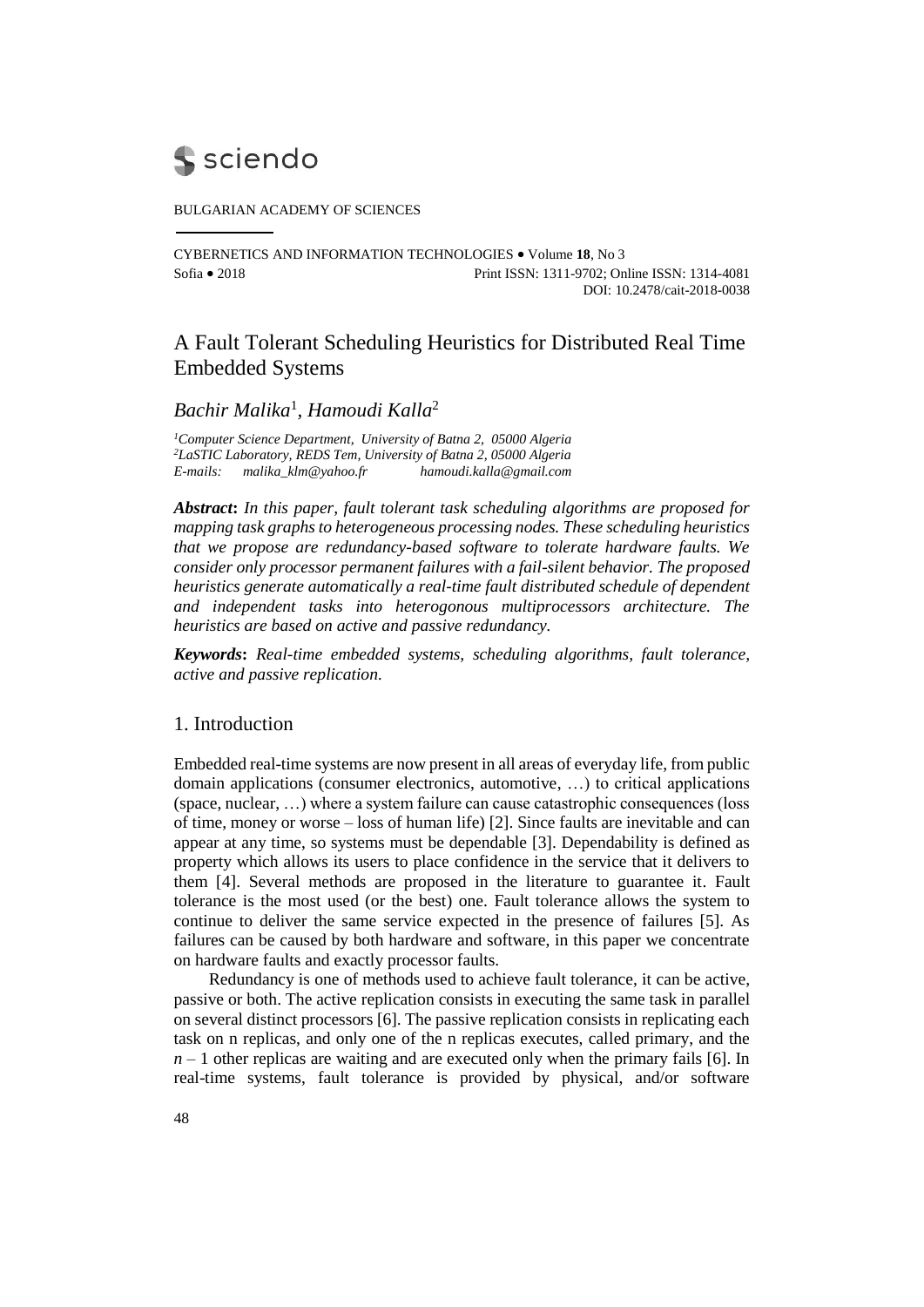BULGARIAN ACADEMY OF SCIENCES

CYBERNETICS AND INFORMATION TECHNOLOGIES • Volume **18**, No 3
Sofia • 2018 Print ISSN: 1311-9702; Online ISSN: 1314-4081
DOI: 10.2478/cait-2018-0038

# A Fault Tolerant Scheduling Heuristics for Distributed Real Time Embedded Systems

*Bachir Malika*[1], *Hamoudi Kalla*[2]

[1] *Computer Science Department, University of Batna 2, 05000 Algeria*
[2] *LaSTIC Laboratory, REDS Tem, University of Batna 2, 05000 Algeria*
*E-mails: malika_klm@yahoo.fr hamoudi.kalla@gmail.com*

***Abstract*:** *In this paper, fault tolerant task scheduling algorithms are proposed for mapping task graphs to heterogeneous processing nodes. These scheduling heuristics that we propose are redundancy-based software to tolerate hardware faults. We consider only processor permanent failures with a fail-silent behavior. The proposed heuristics generate automatically a real-time fault distributed schedule of dependent and independent tasks into heterogonous multiprocessors architecture. The heuristics are based on active and passive redundancy.*

***Keywords*:** *Real-time embedded systems, scheduling algorithms, fault tolerance, active and passive replication.*

## 1. Introduction

Embedded real-time systems are now present in all areas of everyday life, from public domain applications (consumer electronics, automotive, …) to critical applications (space, nuclear, …) where a system failure can cause catastrophic consequences (loss of time, money or worse – loss of human life) [2]. Since faults are inevitable and can appear at any time, so systems must be dependable [3]. Dependability is defined as property which allows its users to place confidence in the service that it delivers to them [4]. Several methods are proposed in the literature to guarantee it. Fault tolerance is the most used (or the best) one. Fault tolerance allows the system to continue to deliver the same service expected in the presence of failures [5]. As failures can be caused by both hardware and software, in this paper we concentrate on hardware faults and exactly processor faults.

Redundancy is one of methods used to achieve fault tolerance, it can be active, passive or both. The active replication consists in executing the same task in parallel on several distinct processors [6]. The passive replication consists in replicating each task on n replicas, and only one of the n replicas executes, called primary, and the $n – 1$ other replicas are waiting and are executed only when the primary fails [6]. In real-time systems, fault tolerance is provided by physical, and/or software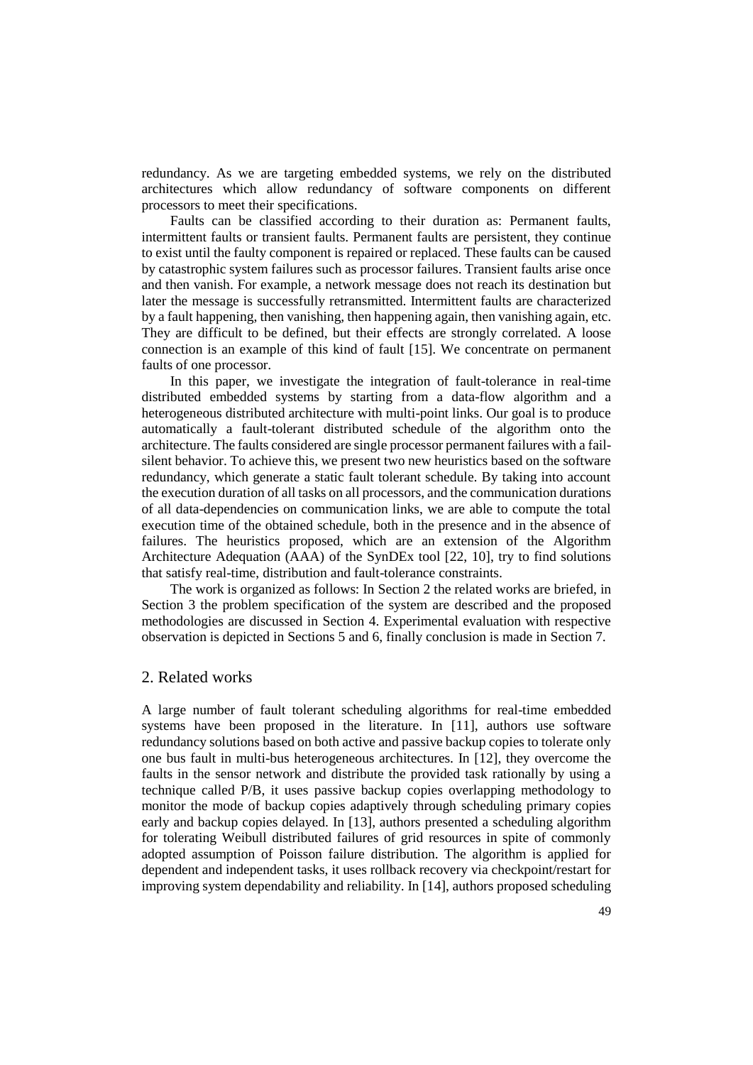redundancy. As we are targeting embedded systems, we rely on the distributed architectures which allow redundancy of software components on different processors to meet their specifications.

Faults can be classified according to their duration as: Permanent faults, intermittent faults or transient faults. Permanent faults are persistent, they continue to exist until the faulty component is repaired or replaced. These faults can be caused by catastrophic system failures such as processor failures. Transient faults arise once and then vanish. For example, a network message does not reach its destination but later the message is successfully retransmitted. Intermittent faults are characterized by a fault happening, then vanishing, then happening again, then vanishing again, etc. They are difficult to be defined, but their effects are strongly correlated. A loose connection is an example of this kind of fault [15]. We concentrate on permanent faults of one processor.

In this paper, we investigate the integration of fault-tolerance in real-time distributed embedded systems by starting from a data-flow algorithm and a heterogeneous distributed architecture with multi-point links. Our goal is to produce automatically a fault-tolerant distributed schedule of the algorithm onto the architecture. The faults considered are single processor permanent failures with a fail-silent behavior. To achieve this, we present two new heuristics based on the software redundancy, which generate a static fault tolerant schedule. By taking into account the execution duration of all tasks on all processors, and the communication durations of all data-dependencies on communication links, we are able to compute the total execution time of the obtained schedule, both in the presence and in the absence of failures. The heuristics proposed, which are an extension of the Algorithm Architecture Adequation (AAA) of the SynDEx tool [22, 10], try to find solutions that satisfy real-time, distribution and fault-tolerance constraints.

The work is organized as follows: In Section 2 the related works are briefed, in Section 3 the problem specification of the system are described and the proposed methodologies are discussed in Section 4. Experimental evaluation with respective observation is depicted in Sections 5 and 6, finally conclusion is made in Section 7.

## 2. Related works

A large number of fault tolerant scheduling algorithms for real-time embedded systems have been proposed in the literature. In [11], authors use software redundancy solutions based on both active and passive backup copies to tolerate only one bus fault in multi-bus heterogeneous architectures. In [12], they overcome the faults in the sensor network and distribute the provided task rationally by using a technique called P/B, it uses passive backup copies overlapping methodology to monitor the mode of backup copies adaptively through scheduling primary copies early and backup copies delayed. In [13], authors presented a scheduling algorithm for tolerating Weibull distributed failures of grid resources in spite of commonly adopted assumption of Poisson failure distribution. The algorithm is applied for dependent and independent tasks, it uses rollback recovery via checkpoint/restart for improving system dependability and reliability. In [14], authors proposed scheduling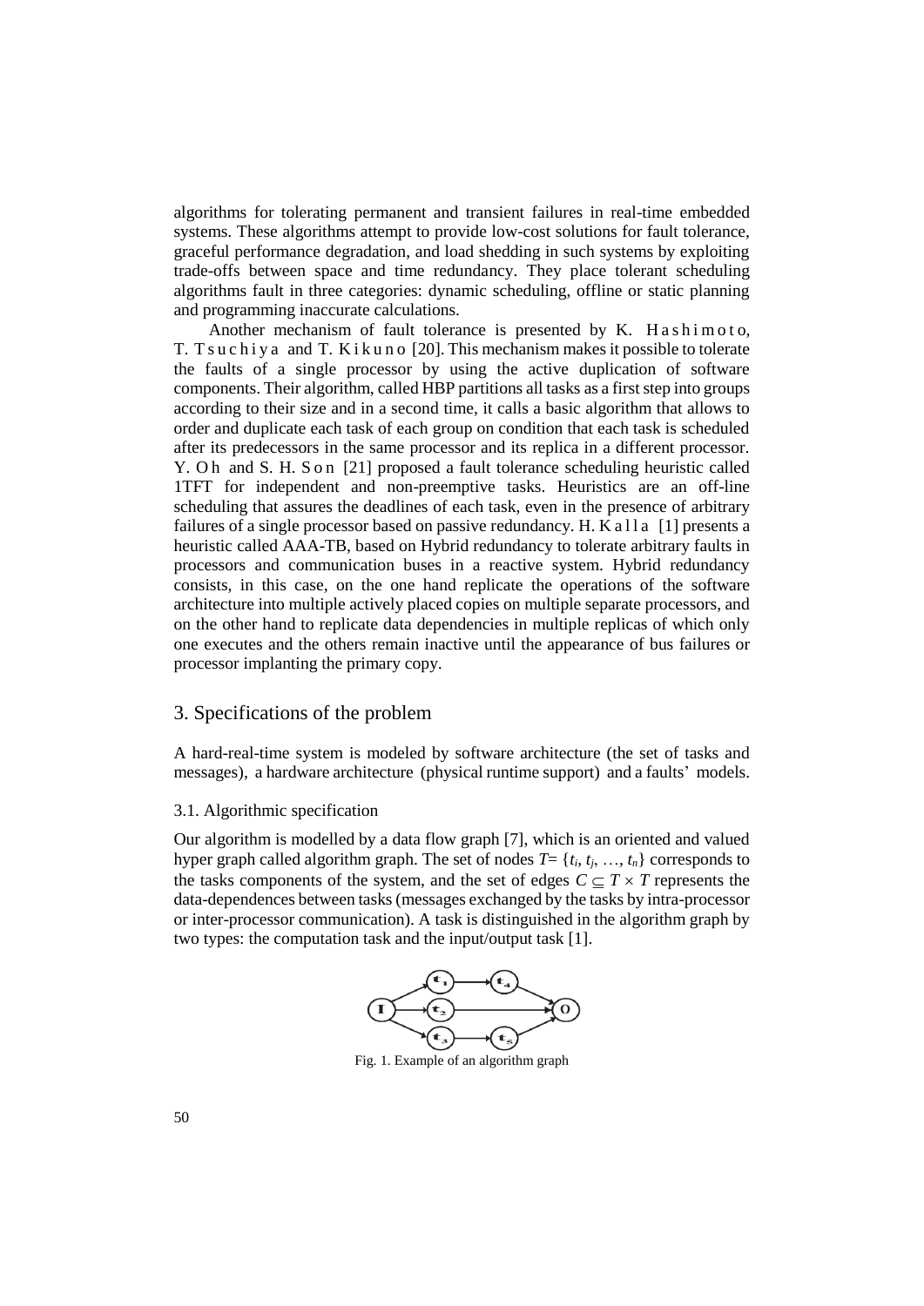algorithms for tolerating permanent and transient failures in real-time embedded systems. These algorithms attempt to provide low-cost solutions for fault tolerance, graceful performance degradation, and load shedding in such systems by exploiting trade-offs between space and time redundancy. They place tolerant scheduling algorithms fault in three categories: dynamic scheduling, offline or static planning and programming inaccurate calculations.

Another mechanism of fault tolerance is presented by K. Hashimoto, T. Tsuchiya and T. Kikuno [20]. This mechanism makes it possible to tolerate the faults of a single processor by using the active duplication of software components. Their algorithm, called HBP partitions all tasks as a first step into groups according to their size and in a second time, it calls a basic algorithm that allows to order and duplicate each task of each group on condition that each task is scheduled after its predecessors in the same processor and its replica in a different processor. Y. Oh and S. H. Son [21] proposed a fault tolerance scheduling heuristic called 1TFT for independent and non-preemptive tasks. Heuristics are an off-line scheduling that assures the deadlines of each task, even in the presence of arbitrary failures of a single processor based on passive redundancy. H. Kalla [1] presents a heuristic called AAA-TB, based on Hybrid redundancy to tolerate arbitrary faults in processors and communication buses in a reactive system. Hybrid redundancy consists, in this case, on the one hand replicate the operations of the software architecture into multiple actively placed copies on multiple separate processors, and on the other hand to replicate data dependencies in multiple replicas of which only one executes and the others remain inactive until the appearance of bus failures or processor implanting the primary copy.

## 3. Specifications of the problem

A hard-real-time system is modeled by software architecture (the set of tasks and messages), a hardware architecture (physical runtime support) and a faults' models.

### 3.1. Algorithmic specification

Our algorithm is modelled by a data flow graph [7], which is an oriented and valued hyper graph called algorithm graph. The set of nodes $T = \{t_i, t_j, \ldots, t_n\}$ corresponds to the tasks components of the system, and the set of edges $C \subseteq T \times T$ represents the data-dependences between tasks (messages exchanged by the tasks by intra-processor or inter-processor communication). A task is distinguished in the algorithm graph by two types: the computation task and the input/output task [1].

Fig. 1. Example of an algorithm graph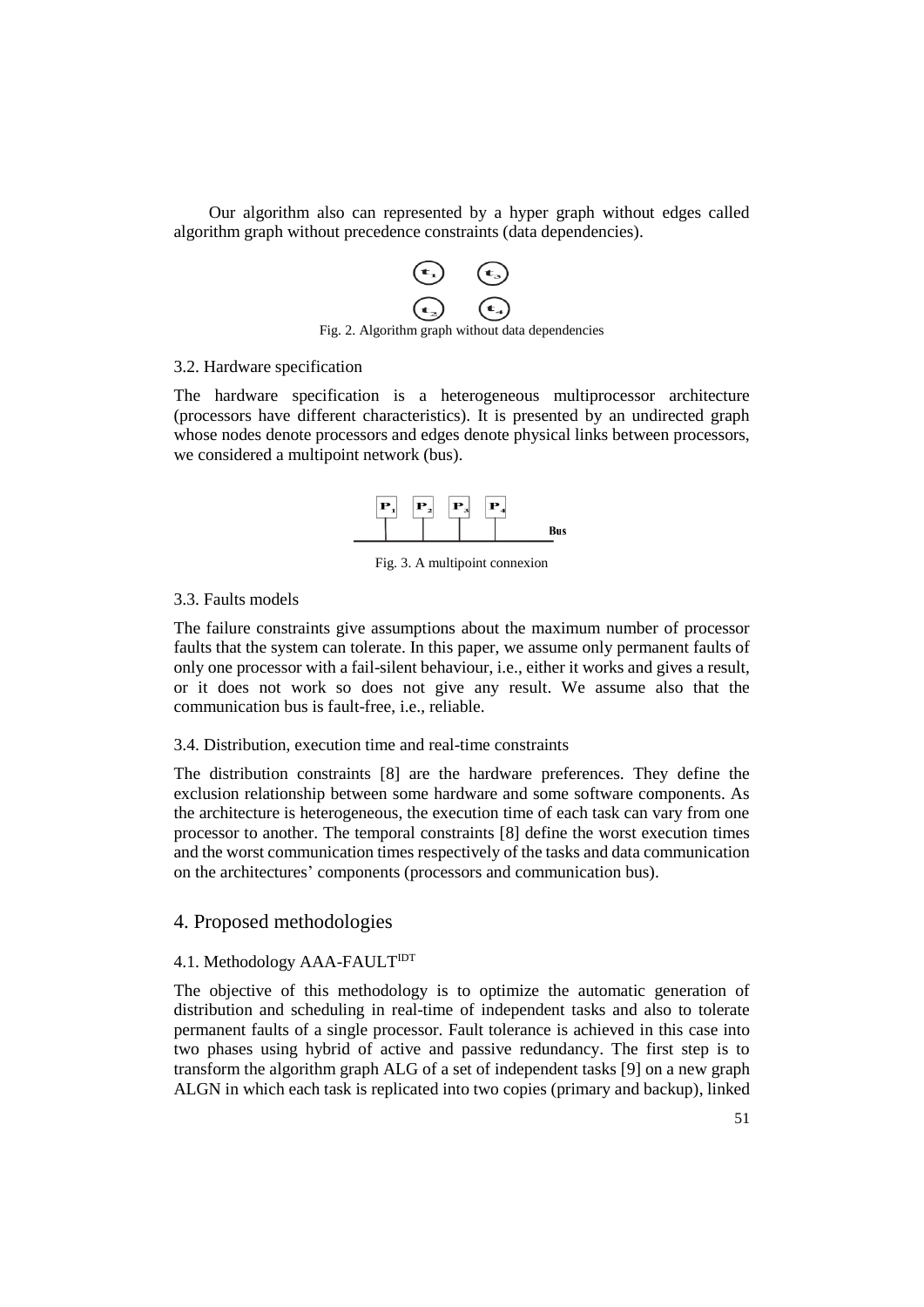Our algorithm also can represented by a hyper graph without edges called algorithm graph without precedence constraints (data dependencies).

Fig. 2. Algorithm graph without data dependencies

3.2. Hardware specification

The hardware specification is a heterogeneous multiprocessor architecture (processors have different characteristics). It is presented by an undirected graph whose nodes denote processors and edges denote physical links between processors, we considered a multipoint network (bus).

Fig. 3. A multipoint connexion

3.3. Faults models

The failure constraints give assumptions about the maximum number of processor faults that the system can tolerate. In this paper, we assume only permanent faults of only one processor with a fail-silent behaviour, i.e., either it works and gives a result, or it does not work so does not give any result. We assume also that the communication bus is fault-free, i.e., reliable.

3.4. Distribution, execution time and real-time constraints

The distribution constraints [8] are the hardware preferences. They define the exclusion relationship between some hardware and some software components. As the architecture is heterogeneous, the execution time of each task can vary from one processor to another. The temporal constraints [8] define the worst execution times and the worst communication times respectively of the tasks and data communication on the architectures' components (processors and communication bus).

## 4. Proposed methodologies

4.1. Methodology AAA-FAULT$^{IDT}$

The objective of this methodology is to optimize the automatic generation of distribution and scheduling in real-time of independent tasks and also to tolerate permanent faults of a single processor. Fault tolerance is achieved in this case into two phases using hybrid of active and passive redundancy. The first step is to transform the algorithm graph ALG of a set of independent tasks [9] on a new graph ALGN in which each task is replicated into two copies (primary and backup), linked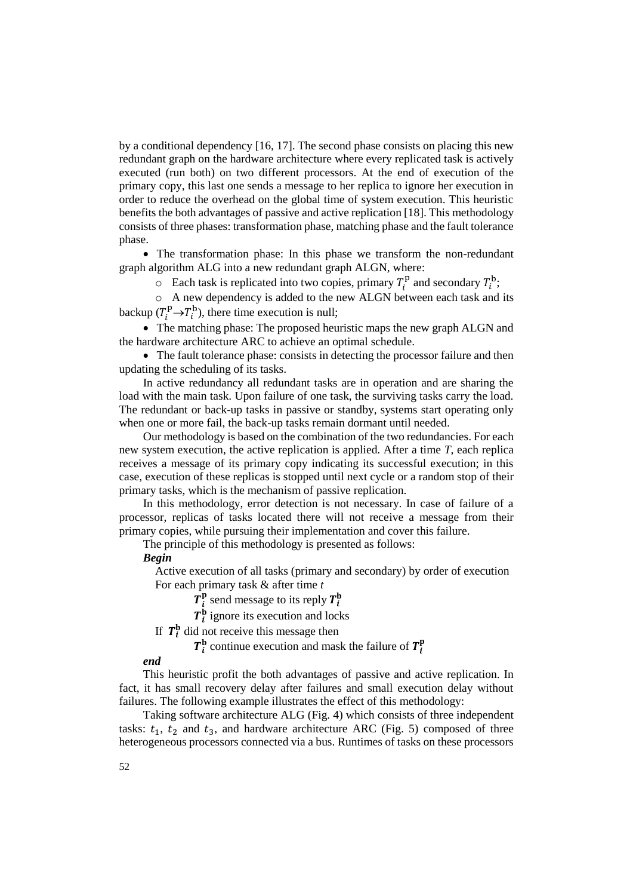by a conditional dependency [16, 17]. The second phase consists on placing this new redundant graph on the hardware architecture where every replicated task is actively executed (run both) on two different processors. At the end of execution of the primary copy, this last one sends a message to her replica to ignore her execution in order to reduce the overhead on the global time of system execution. This heuristic benefits the both advantages of passive and active replication [18]. This methodology consists of three phases: transformation phase, matching phase and the fault tolerance phase.

- The transformation phase: In this phase we transform the non-redundant graph algorithm ALG into a new redundant graph ALGN, where:
  - Each task is replicated into two copies, primary $T_i^{\mathrm{p}}$ and secondary $T_i^{\mathrm{b}}$;
  - A new dependency is added to the new ALGN between each task and its backup ($T_i^{\mathrm{p}} \rightarrow T_i^{\mathrm{b}}$), there time execution is null;
- The matching phase: The proposed heuristic maps the new graph ALGN and the hardware architecture ARC to achieve an optimal schedule.
- The fault tolerance phase: consists in detecting the processor failure and then updating the scheduling of its tasks.

In active redundancy all redundant tasks are in operation and are sharing the load with the main task. Upon failure of one task, the surviving tasks carry the load. The redundant or back-up tasks in passive or standby, systems start operating only when one or more fail, the back-up tasks remain dormant until needed.

Our methodology is based on the combination of the two redundancies. For each new system execution, the active replication is applied. After a time *T*, each replica receives a message of its primary copy indicating its successful execution; in this case, execution of these replicas is stopped until next cycle or a random stop of their primary tasks, which is the mechanism of passive replication.

In this methodology, error detection is not necessary. In case of failure of a processor, replicas of tasks located there will not receive a message from their primary copies, while pursuing their implementation and cover this failure.

The principle of this methodology is presented as follows:

***Begin***

Active execution of all tasks (primary and secondary) by order of execution
For each primary task & after time *t*

$\boldsymbol{T_i^{\mathrm{p}}}$ send message to its reply $\boldsymbol{T_i^{\mathrm{b}}}$

$\boldsymbol{T_i^{\mathrm{b}}}$ ignore its execution and locks

If $\boldsymbol{T_i^{\mathrm{b}}}$ did not receive this message then

$\boldsymbol{T_i^{\mathrm{b}}}$ continue execution and mask the failure of $\boldsymbol{T_i^{\mathrm{p}}}$

***end***

This heuristic profit the both advantages of passive and active replication. In fact, it has small recovery delay after failures and small execution delay without failures. The following example illustrates the effect of this methodology:

Taking software architecture ALG (Fig. 4) which consists of three independent tasks: $t_1$, $t_2$ and $t_3$, and hardware architecture ARC (Fig. 5) composed of three heterogeneous processors connected via a bus. Runtimes of tasks on these processors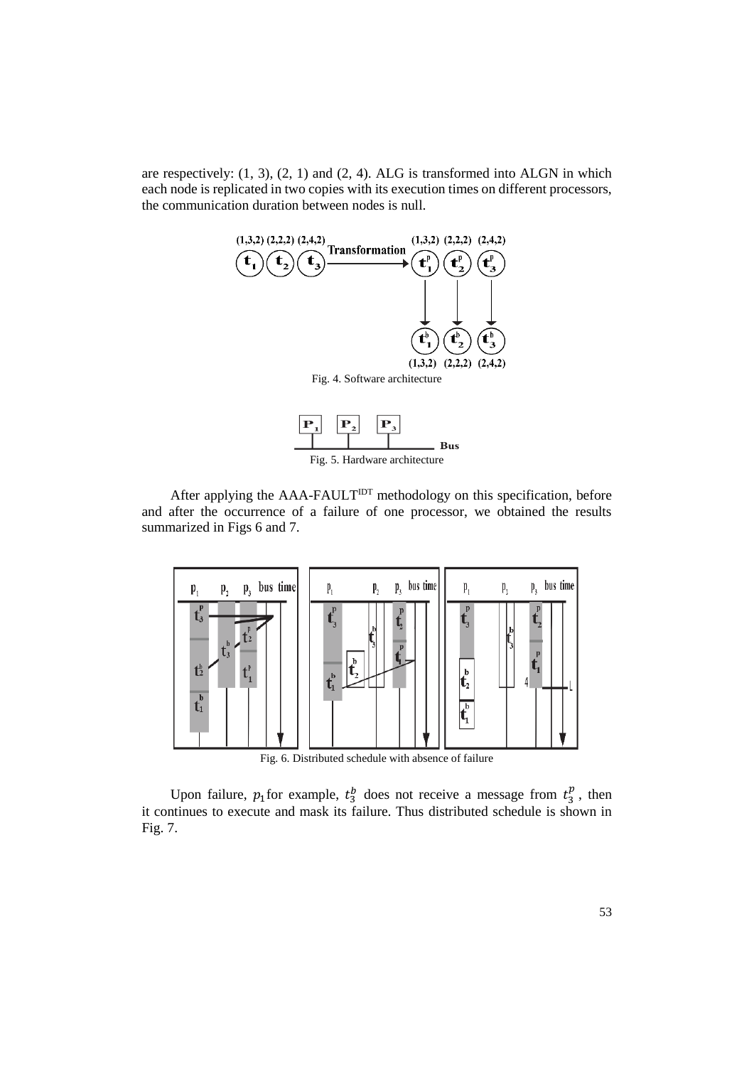are respectively: (1, 3), (2, 1) and (2, 4). ALG is transformed into ALGN in which each node is replicated in two copies with its execution times on different processors, the communication duration between nodes is null.

Fig. 4. Software architecture

Fig. 5. Hardware architecture

After applying the AAA-FAULT[IDT] methodology on this specification, before and after the occurrence of a failure of one processor, we obtained the results summarized in Figs 6 and 7.

Fig. 6. Distributed schedule with absence of failure

Upon failure, $p_1$ for example, $t_3^b$ does not receive a message from $t_3^p$, then it continues to execute and mask its failure. Thus distributed schedule is shown in Fig. 7.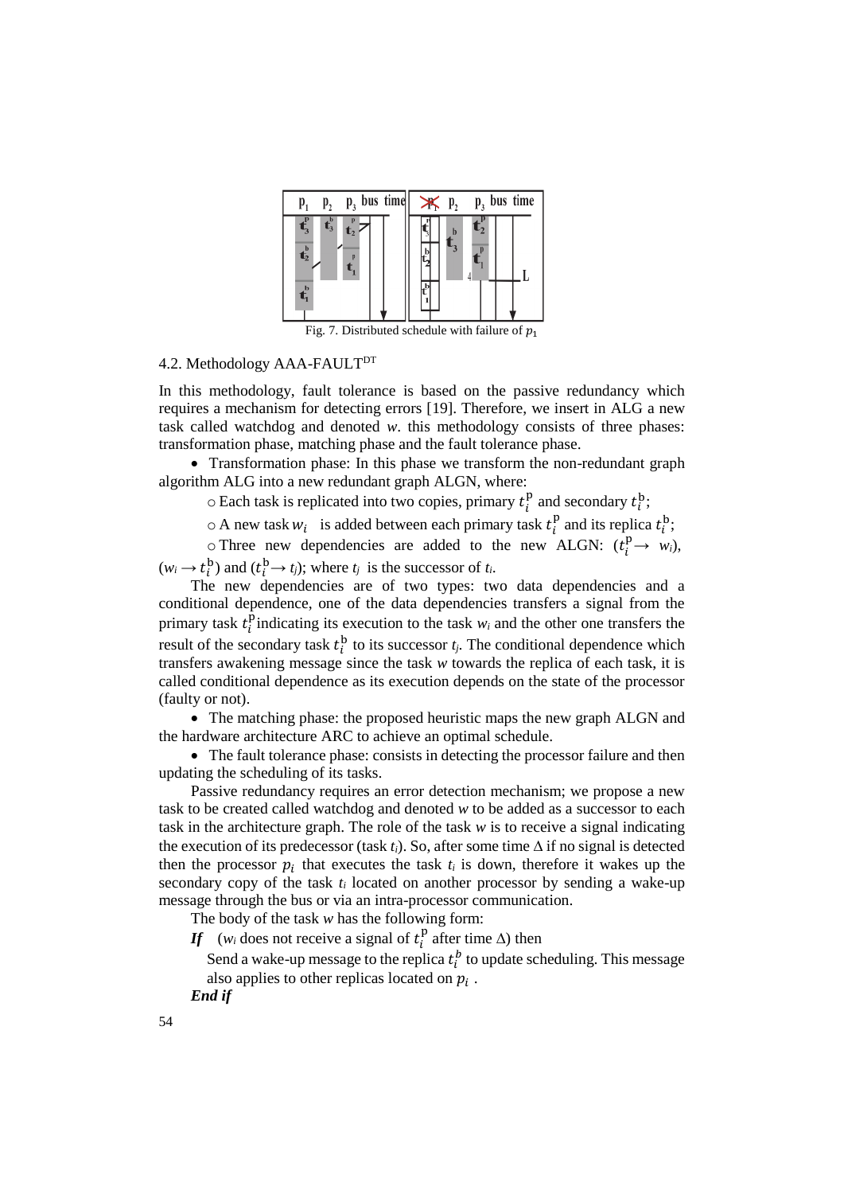Fig. 7. Distributed schedule with failure of $p_1$

### 4.2. Methodology AAA-FAULT$^{DT}$

In this methodology, fault tolerance is based on the passive redundancy which requires a mechanism for detecting errors [19]. Therefore, we insert in ALG a new task called watchdog and denoted *w*. this methodology consists of three phases: transformation phase, matching phase and the fault tolerance phase.

- Transformation phase: In this phase we transform the non-redundant graph algorithm ALG into a new redundant graph ALGN, where:
  - Each task is replicated into two copies, primary $t_i^{\mathrm{p}}$ and secondary $t_i^{\mathrm{b}}$;
  - A new task $w_i$ is added between each primary task $t_i^{\mathrm{p}}$ and its replica $t_i^{\mathrm{b}}$;
  - Three new dependencies are added to the new ALGN: ($t_i^{\mathrm{p}} \rightarrow w_i$), ($w_i \rightarrow t_i^{\mathrm{b}}$) and ($t_i^{\mathrm{b}} \rightarrow t_j$); where $t_j$ is the successor of $t_i$.

The new dependencies are of two types: two data dependencies and a conditional dependence, one of the data dependencies transfers a signal from the primary task $t_i^{\mathrm{p}}$ indicating its execution to the task $w_i$ and the other one transfers the result of the secondary task $t_i^{\mathrm{b}}$ to its successor $t_j$. The conditional dependence which transfers awakening message since the task *w* towards the replica of each task, it is called conditional dependence as its execution depends on the state of the processor (faulty or not).

- The matching phase: the proposed heuristic maps the new graph ALGN and the hardware architecture ARC to achieve an optimal schedule.
- The fault tolerance phase: consists in detecting the processor failure and then updating the scheduling of its tasks.

Passive redundancy requires an error detection mechanism; we propose a new task to be created called watchdog and denoted *w* to be added as a successor to each task in the architecture graph. The role of the task *w* is to receive a signal indicating the execution of its predecessor (task $t_i$). So, after some time $\Delta$ if no signal is detected then the processor $p_i$ that executes the task $t_i$ is down, therefore it wakes up the secondary copy of the task $t_i$ located on another processor by sending a wake-up message through the bus or via an intra-processor communication.

The body of the task *w* has the following form:

***If*** ($w_i$ does not receive a signal of $t_i^{\mathrm{p}}$ after time $\Delta$) then

Send a wake-up message to the replica $t_i^{b}$ to update scheduling. This message also applies to other replicas located on $p_i$ .

***End if***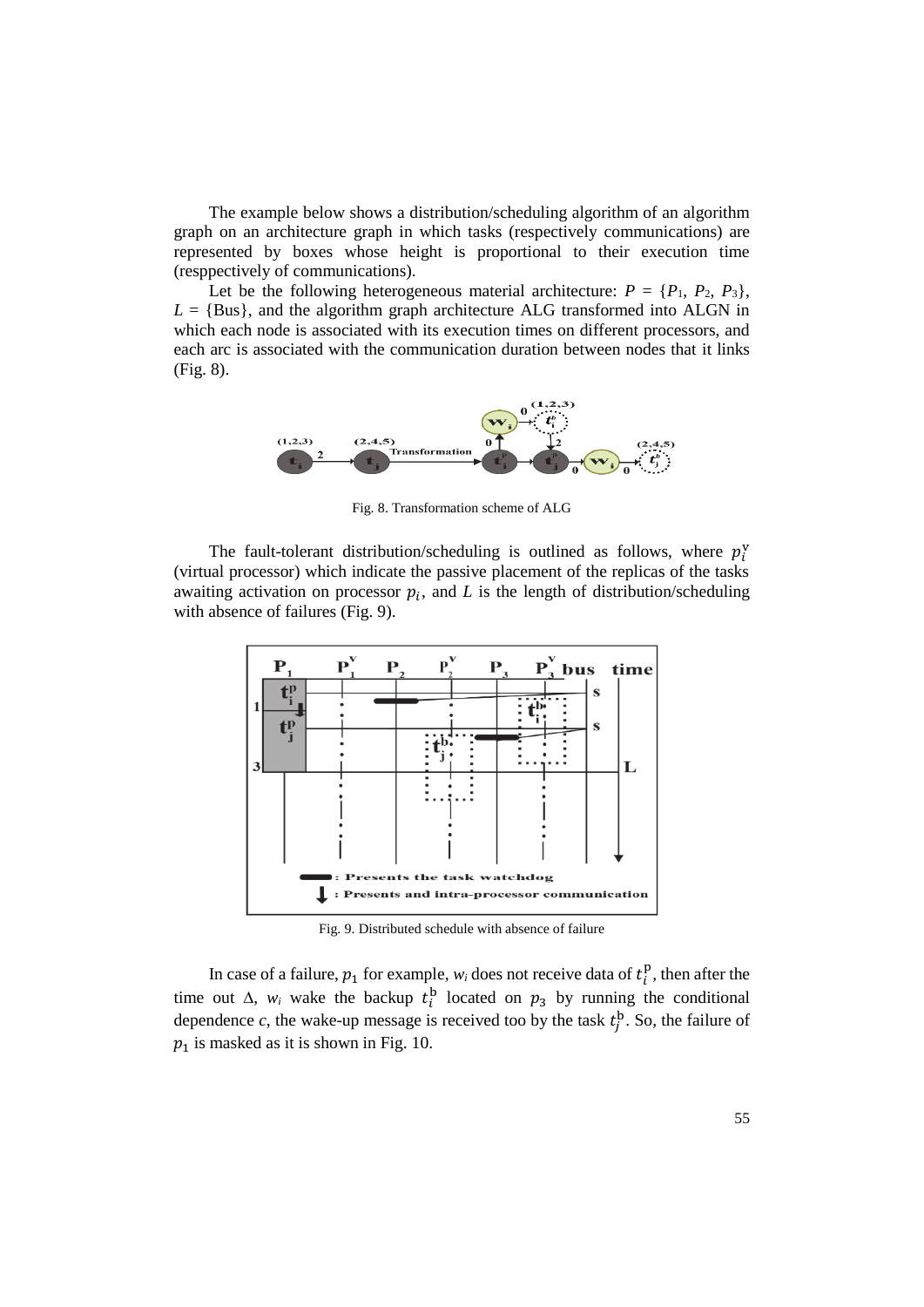The example below shows a distribution/scheduling algorithm of an algorithm graph on an architecture graph in which tasks (respectively communications) are represented by boxes whose height is proportional to their execution time (resppectively of communications).

Let be the following heterogeneous material architecture: $P = \{P_1, P_2, P_3\}$, $L = \{\text{Bus}\}$, and the algorithm graph architecture ALG transformed into ALGN in which each node is associated with its execution times on different processors, and each arc is associated with the communication duration between nodes that it links (Fig. 8).

Fig. 8. Transformation scheme of ALG

The fault-tolerant distribution/scheduling is outlined as follows, where $p_i^{\text{v}}$ (virtual processor) which indicate the passive placement of the replicas of the tasks awaiting activation on processor $p_i$, and $L$ is the length of distribution/scheduling with absence of failures (Fig. 9).

Fig. 9. Distributed schedule with absence of failure

In case of a failure, $p_1$ for example, $w_i$ does not receive data of $t_i^{\text{p}}$, then after the time out $\Delta$, $w_i$ wake the backup $t_i^{\text{b}}$ located on $p_3$ by running the conditional dependence $c$, the wake-up message is received too by the task $t_j^{\text{b}}$. So, the failure of $p_1$ is masked as it is shown in Fig. 10.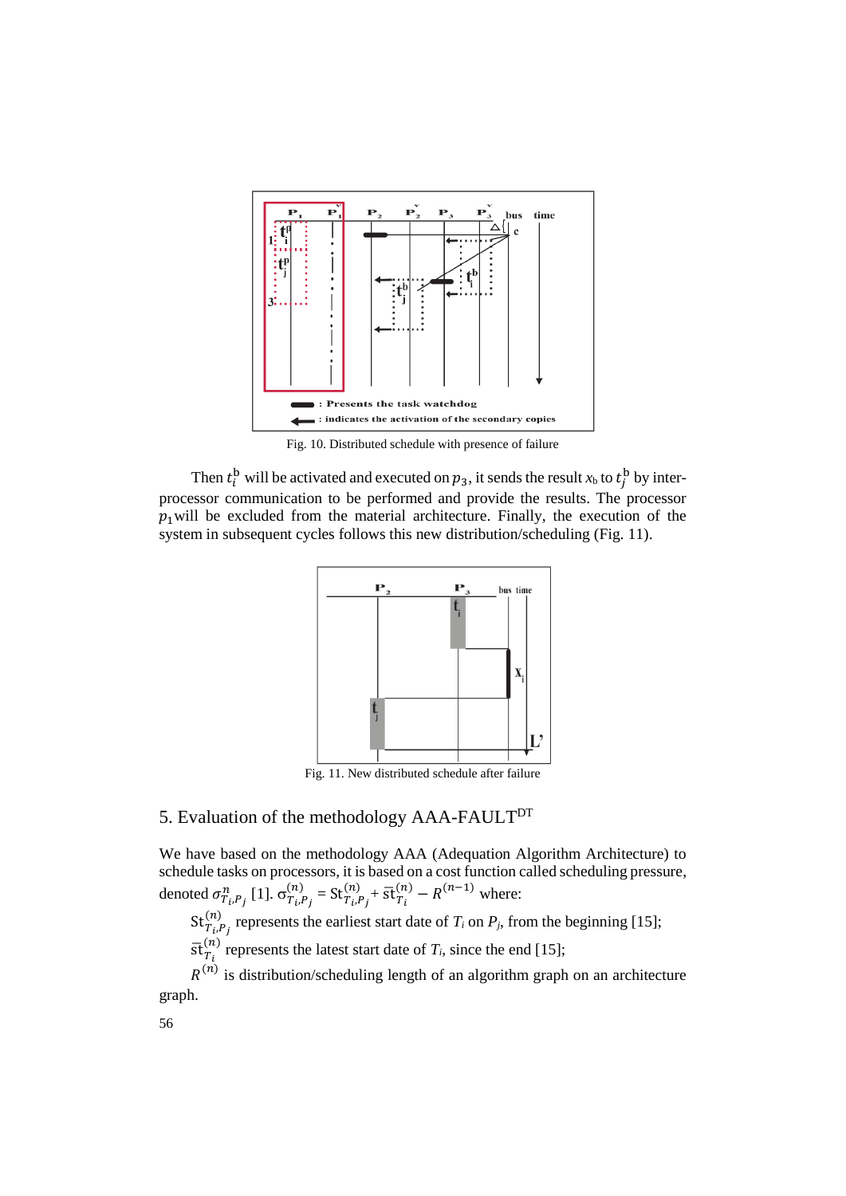Fig. 10. Distributed schedule with presence of failure

Then $t_i^{\mathrm{b}}$ will be activated and executed on $p_3$, it sends the result $x_{\mathrm{b}}$ to $t_j^{\mathrm{b}}$ by inter-processor communication to be performed and provide the results. The processor $p_1$will be excluded from the material architecture. Finally, the execution of the system in subsequent cycles follows this new distribution/scheduling (Fig. 11).

Fig. 11. New distributed schedule after failure

## 5. Evaluation of the methodology AAA-FAULT[DT]

We have based on the methodology AAA (Adequation Algorithm Architecture) to schedule tasks on processors, it is based on a cost function called scheduling pressure, denoted $\sigma_{T_i,P_j}^{n}$ [1]. $\sigma_{T_i,P_j}^{(n)} = \mathrm{St}_{T_i,P_j}^{(n)} + \overline{\mathrm{st}}_{T_i}^{(n)} - R^{(n-1)}$ where:

$\mathrm{St}_{T_i,P_j}^{(n)}$ represents the earliest start date of $T_i$ on $P_j$, from the beginning [15];

$\overline{\mathrm{st}}_{T_i}^{(n)}$ represents the latest start date of $T_i$, since the end [15];

$R^{(n)}$ is distribution/scheduling length of an algorithm graph on an architecture graph.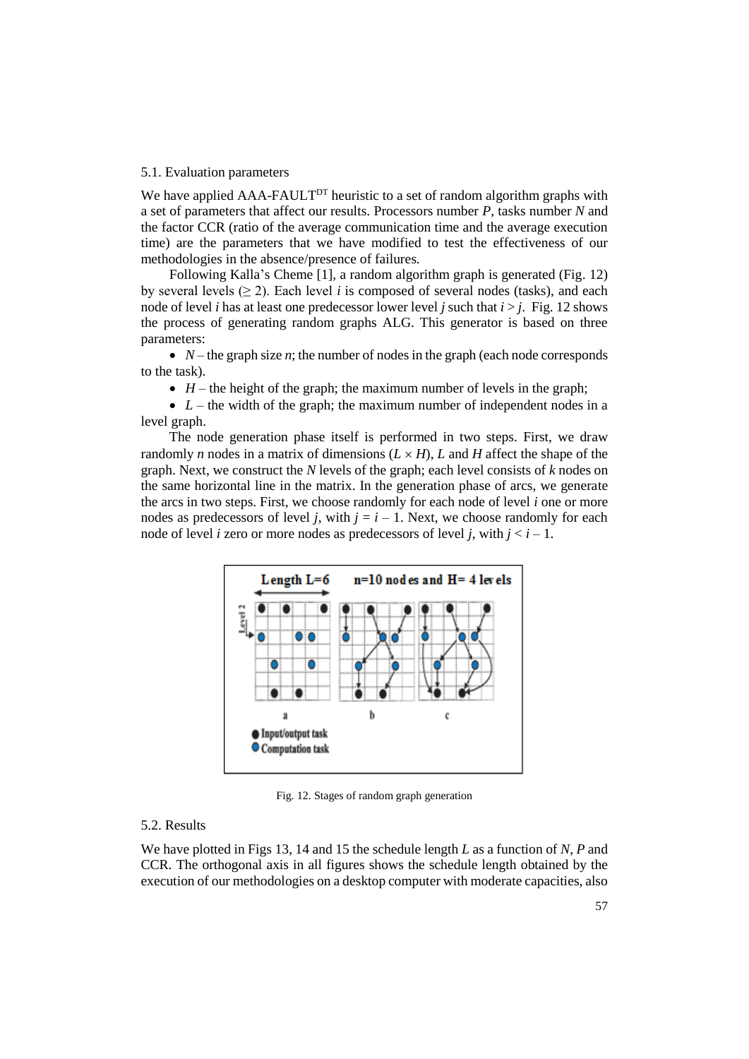5.1. Evaluation parameters

We have applied AAA-FAULT$^{DT}$ heuristic to a set of random algorithm graphs with a set of parameters that affect our results. Processors number $P$, tasks number $N$ and the factor CCR (ratio of the average communication time and the average execution time) are the parameters that we have modified to test the effectiveness of our methodologies in the absence/presence of failures.

Following Kalla's Cheme [1], a random algorithm graph is generated (Fig. 12) by several levels ($\geq 2$). Each level $i$ is composed of several nodes (tasks), and each node of level $i$ has at least one predecessor lower level $j$ such that $i > j$. Fig. 12 shows the process of generating random graphs ALG. This generator is based on three parameters:

- $N$ – the graph size $n$; the number of nodes in the graph (each node corresponds to the task).
- $H$ – the height of the graph; the maximum number of levels in the graph;
- $L$ – the width of the graph; the maximum number of independent nodes in a level graph.

The node generation phase itself is performed in two steps. First, we draw randomly $n$ nodes in a matrix of dimensions ($L \times H$), $L$ and $H$ affect the shape of the graph. Next, we construct the $N$ levels of the graph; each level consists of $k$ nodes on the same horizontal line in the matrix. In the generation phase of arcs, we generate the arcs in two steps. First, we choose randomly for each node of level $i$ one or more nodes as predecessors of level $j$, with $j = i - 1$. Next, we choose randomly for each node of level $i$ zero or more nodes as predecessors of level $j$, with $j < i - 1$.

Fig. 12. Stages of random graph generation

5.2. Results

We have plotted in Figs 13, 14 and 15 the schedule length $L$ as a function of $N$, $P$ and CCR. The orthogonal axis in all figures shows the schedule length obtained by the execution of our methodologies on a desktop computer with moderate capacities, also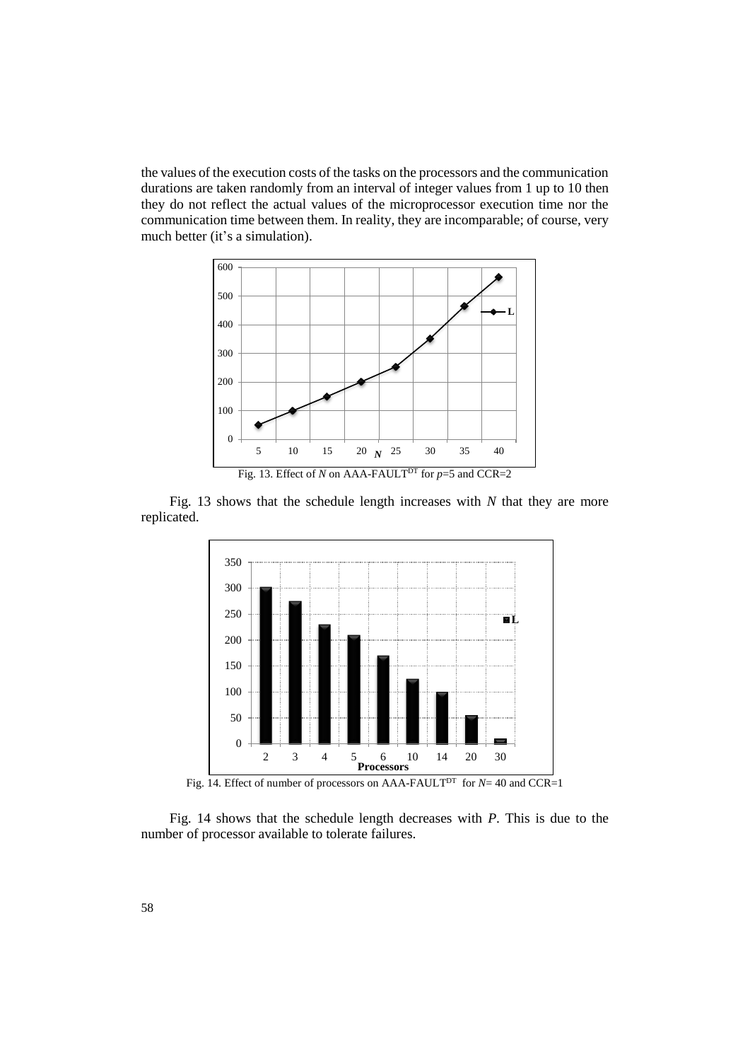the values of the execution costs of the tasks on the processors and the communication durations are taken randomly from an interval of integer values from 1 up to 10 then they do not reflect the actual values of the microprocessor execution time nor the communication time between them. In reality, they are incomparable; of course, very much better (it's a simulation).

Fig. 13. Effect of $N$ on AAA-FAULT$^{DT}$ for $p$=5 and CCR=2

Fig. 13 shows that the schedule length increases with $N$ that they are more replicated.

Fig. 14. Effect of number of processors on AAA-FAULT$^{DT}$ for $N$= 40 and CCR=1

Fig. 14 shows that the schedule length decreases with $P$. This is due to the number of processor available to tolerate failures.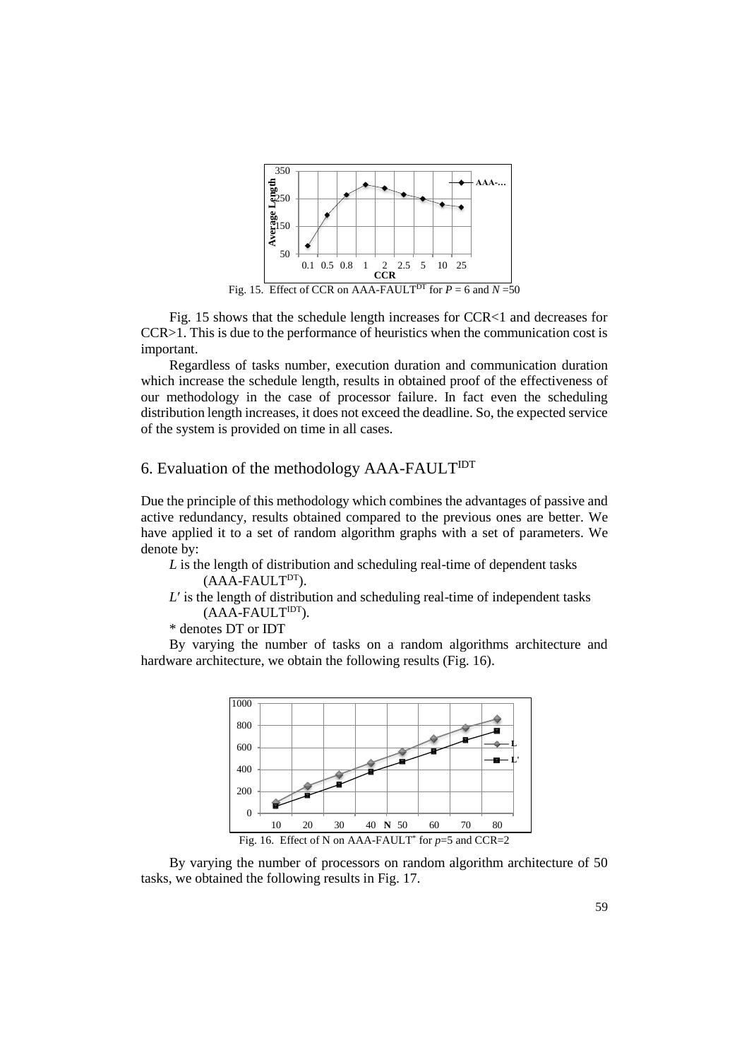Fig. 15. Effect of CCR on AAA-FAULT$^{DT}$ for $P = 6$ and $N = 50$

Fig. 15 shows that the schedule length increases for CCR<1 and decreases for CCR>1. This is due to the performance of heuristics when the communication cost is important.

Regardless of tasks number, execution duration and communication duration which increase the schedule length, results in obtained proof of the effectiveness of our methodology in the case of processor failure. In fact even the scheduling distribution length increases, it does not exceed the deadline. So, the expected service of the system is provided on time in all cases.

## 6. Evaluation of the methodology AAA-FAULT$^{IDT}$

Due the principle of this methodology which combines the advantages of passive and active redundancy, results obtained compared to the previous ones are better. We have applied it to a set of random algorithm graphs with a set of parameters. We denote by:

*L* is the length of distribution and scheduling real-time of dependent tasks (AAA-FAULT$^{DT}$).

*L′* is the length of distribution and scheduling real-time of independent tasks (AAA-FAULT$^{IDT}$).

* denotes DT or IDT

By varying the number of tasks on a random algorithms architecture and hardware architecture, we obtain the following results (Fig. 16).

Fig. 16. Effect of N on AAA-FAULT$^{*}$ for $p=5$ and CCR=2

By varying the number of processors on random algorithm architecture of 50 tasks, we obtained the following results in Fig. 17.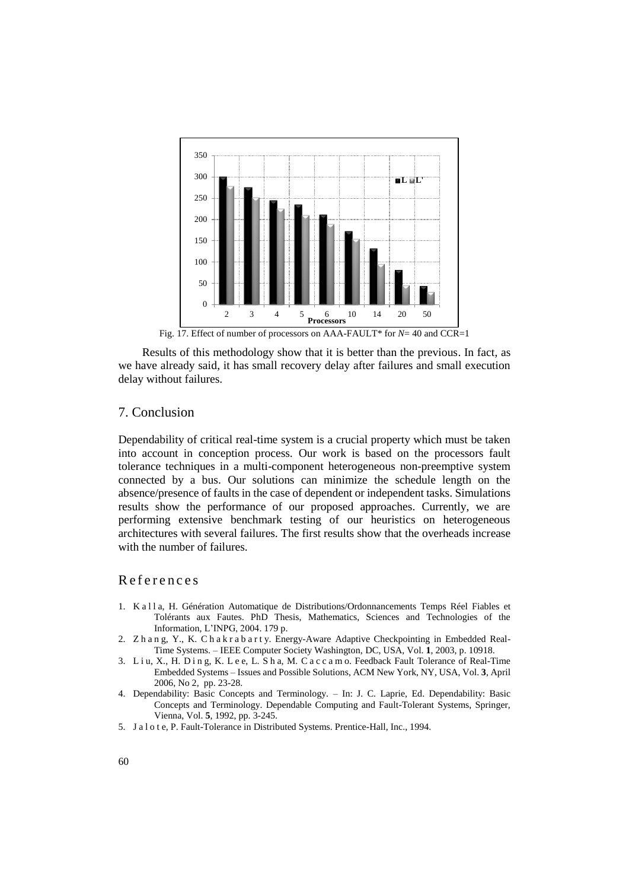Fig. 17. Effect of number of processors on AAA-FAULT* for $N$= 40 and CCR=1

Results of this methodology show that it is better than the previous. In fact, as we have already said, it has small recovery delay after failures and small execution delay without failures.

## 7. Conclusion

Dependability of critical real-time system is a crucial property which must be taken into account in conception process. Our work is based on the processors fault tolerance techniques in a multi-component heterogeneous non-preemptive system connected by a bus. Our solutions can minimize the schedule length on the absence/presence of faults in the case of dependent or independent tasks. Simulations results show the performance of our proposed approaches. Currently, we are performing extensive benchmark testing of our heuristics on heterogeneous architectures with several failures. The first results show that the overheads increase with the number of failures.

## References

1. Kalla, H. Génération Automatique de Distributions/Ordonnancements Temps Réel Fiables et Tolérants aux Fautes. PhD Thesis, Mathematics, Sciences and Technologies of the Information, L'INPG, 2004. 179 p.
2. Zhang, Y., K. Chakrabarty. Energy-Aware Adaptive Checkpointing in Embedded Real-Time Systems. – IEEE Computer Society Washington, DC, USA, Vol. **1**, 2003, p. 10918.
3. Liu, X., H. Ding, K. Lee, L. Sha, M. Caccamo. Feedback Fault Tolerance of Real-Time Embedded Systems – Issues and Possible Solutions, ACM New York, NY, USA, Vol. **3**, April 2006, No 2, pp. 23-28.
4. Dependability: Basic Concepts and Terminology. – In: J. C. Laprie, Ed. Dependability: Basic Concepts and Terminology. Dependable Computing and Fault-Tolerant Systems, Springer, Vienna, Vol. **5**, 1992, pp. 3-245.
5. Jalote, P. Fault-Tolerance in Distributed Systems. Prentice-Hall, Inc., 1994.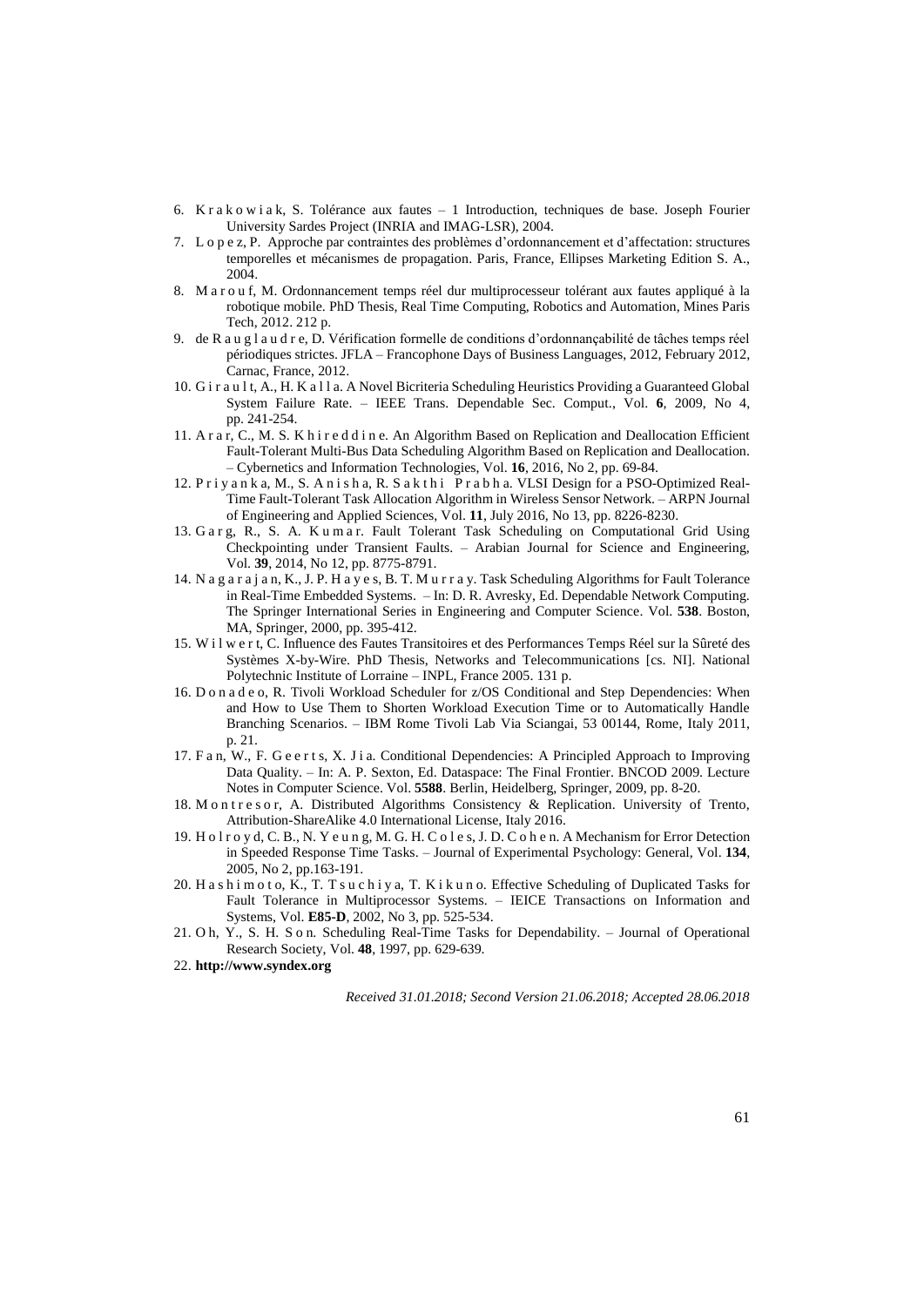6. K r a k o w i a k, S. Tolérance aux fautes – 1 Introduction, techniques de base. Joseph Fourier University Sardes Project (INRIA and IMAG-LSR), 2004.
7. L o p e z, P. Approche par contraintes des problèmes d'ordonnancement et d'affectation: structures temporelles et mécanismes de propagation. Paris, France, Ellipses Marketing Edition S. A., 2004.
8. M a r o u f, M. Ordonnancement temps réel dur multiprocesseur tolérant aux fautes appliqué à la robotique mobile. PhD Thesis, Real Time Computing, Robotics and Automation, Mines Paris Tech, 2012. 212 p.
9. de R a u g l a u d r e, D. Vérification formelle de conditions d'ordonnançabilité de tâches temps réel périodiques strictes. JFLA – Francophone Days of Business Languages, 2012, February 2012, Carnac, France, 2012.
10. G i r a u l t, A., H. K a l l a. A Novel Bicriteria Scheduling Heuristics Providing a Guaranteed Global System Failure Rate. – IEEE Trans. Dependable Sec. Comput., Vol. **6**, 2009, No 4, pp. 241-254.
11. A r a r, C., M. S. K h i r e d d i n e. An Algorithm Based on Replication and Deallocation Efficient Fault-Tolerant Multi-Bus Data Scheduling Algorithm Based on Replication and Deallocation. – Cybernetics and Information Technologies, Vol. **16**, 2016, No 2, pp. 69-84.
12. P r i y a n k a, M., S. A n i s h a, R. S a k t h i P r a b h a. VLSI Design for a PSO-Optimized Real-Time Fault-Tolerant Task Allocation Algorithm in Wireless Sensor Network. – ARPN Journal of Engineering and Applied Sciences, Vol. **11**, July 2016, No 13, pp. 8226-8230.
13. G a r g, R., S. A. K u m a r. Fault Tolerant Task Scheduling on Computational Grid Using Checkpointing under Transient Faults. – Arabian Journal for Science and Engineering, Vol. **39**, 2014, No 12, pp. 8775-8791.
14. N a g a r a j a n, K., J. P. H a y e s, B. T. M u r r a y. Task Scheduling Algorithms for Fault Tolerance in Real-Time Embedded Systems. – In: D. R. Avresky, Ed. Dependable Network Computing. The Springer International Series in Engineering and Computer Science. Vol. **538**. Boston, MA, Springer, 2000, pp. 395-412.
15. W i l w e r t, C. Influence des Fautes Transitoires et des Performances Temps Réel sur la Sûreté des Systèmes X-by-Wire. PhD Thesis, Networks and Telecommunications [cs. NI]. National Polytechnic Institute of Lorraine – INPL, France 2005. 131 p.
16. D o n a d e o, R. Tivoli Workload Scheduler for z/OS Conditional and Step Dependencies: When and How to Use Them to Shorten Workload Execution Time or to Automatically Handle Branching Scenarios. – IBM Rome Tivoli Lab Via Sciangai, 53 00144, Rome, Italy 2011, p. 21.
17. F a n, W., F. G e e r t s, X. J i a. Conditional Dependencies: A Principled Approach to Improving Data Quality. – In: A. P. Sexton, Ed. Dataspace: The Final Frontier. BNCOD 2009. Lecture Notes in Computer Science. Vol. **5588**. Berlin, Heidelberg, Springer, 2009, pp. 8-20.
18. M o n t r e s o r, A. Distributed Algorithms Consistency & Replication. University of Trento, Attribution-ShareAlike 4.0 International License, Italy 2016.
19. H o l r o y d, C. B., N. Y e u n g, M. G. H. C o l e s, J. D. C o h e n. A Mechanism for Error Detection in Speeded Response Time Tasks. – Journal of Experimental Psychology: General, Vol. **134**, 2005, No 2, pp.163-191.
20. H a s h i m o t o, K., T. T s u c h i y a, T. K i k u n o. Effective Scheduling of Duplicated Tasks for Fault Tolerance in Multiprocessor Systems. – IEICE Transactions on Information and Systems, Vol. **E85-D**, 2002, No 3, pp. 525-534.
21. O h, Y., S. H. S o n. Scheduling Real-Time Tasks for Dependability. – Journal of Operational Research Society, Vol. **48**, 1997, pp. 629-639.
22. **http://www.syndex.org**

*Received 31.01.2018; Second Version 21.06.2018; Accepted 28.06.2018*